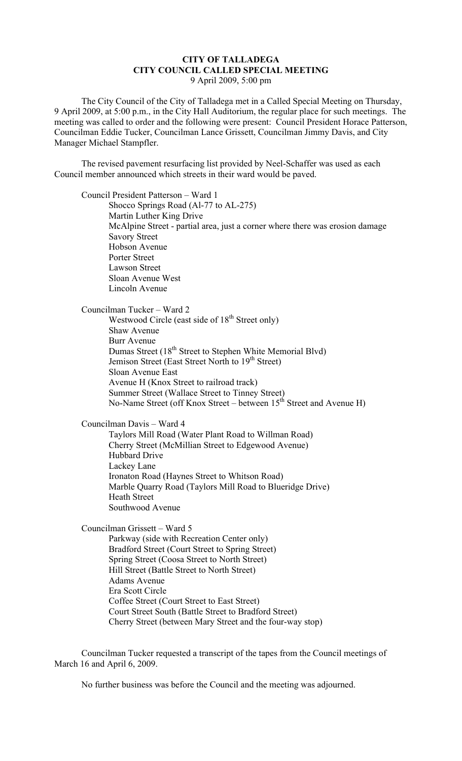**CITY OF TALLADEGA**
**CITY COUNCIL CALLED SPECIAL MEETING**
9 April 2009, 5:00 pm

The City Council of the City of Talladega met in a Called Special Meeting on Thursday, 9 April 2009, at 5:00 p.m., in the City Hall Auditorium, the regular place for such meetings. The meeting was called to order and the following were present: Council President Horace Patterson, Councilman Eddie Tucker, Councilman Lance Grissett, Councilman Jimmy Davis, and City Manager Michael Stampfler.

The revised pavement resurfacing list provided by Neel-Schaffer was used as each Council member announced which streets in their ward would be paved.

Council President Patterson – Ward 1
- Shocco Springs Road (Al-77 to AL-275)
- Martin Luther King Drive
- McAlpine Street - partial area, just a corner where there was erosion damage
- Savory Street
- Hobson Avenue
- Porter Street
- Lawson Street
- Sloan Avenue West
- Lincoln Avenue

Councilman Tucker – Ward 2
- Westwood Circle (east side of 18th Street only)
- Shaw Avenue
- Burr Avenue
- Dumas Street (18th Street to Stephen White Memorial Blvd)
- Jemison Street (East Street North to 19th Street)
- Sloan Avenue East
- Avenue H (Knox Street to railroad track)
- Summer Street (Wallace Street to Tinney Street)
- No-Name Street (off Knox Street – between 15th Street and Avenue H)

Councilman Davis – Ward 4
- Taylors Mill Road (Water Plant Road to Willman Road)
- Cherry Street (McMillian Street to Edgewood Avenue)
- Hubbard Drive
- Lackey Lane
- Ironaton Road (Haynes Street to Whitson Road)
- Marble Quarry Road (Taylors Mill Road to Blueridge Drive)
- Heath Street
- Southwood Avenue

Councilman Grissett – Ward 5
- Parkway (side with Recreation Center only)
- Bradford Street (Court Street to Spring Street)
- Spring Street (Coosa Street to North Street)
- Hill Street (Battle Street to North Street)
- Adams Avenue
- Era Scott Circle
- Coffee Street (Court Street to East Street)
- Court Street South (Battle Street to Bradford Street)
- Cherry Street (between Mary Street and the four-way stop)

Councilman Tucker requested a transcript of the tapes from the Council meetings of March 16 and April 6, 2009.

No further business was before the Council and the meeting was adjourned.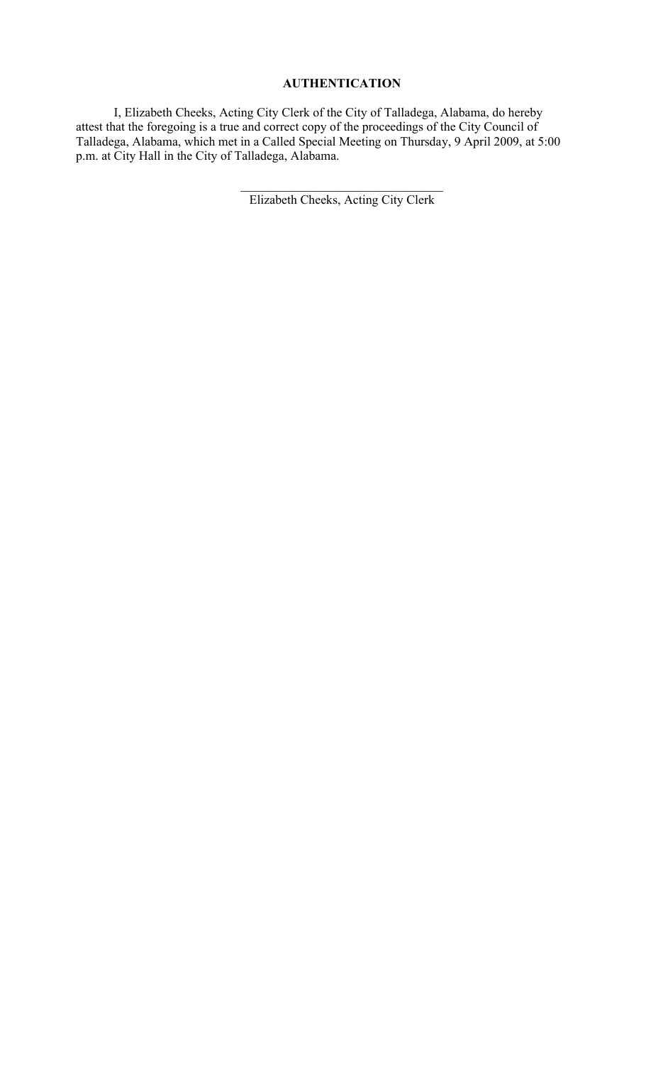## AUTHENTICATION

I, Elizabeth Cheeks, Acting City Clerk of the City of Talladega, Alabama, do hereby attest that the foregoing is a true and correct copy of the proceedings of the City Council of Talladega, Alabama, which met in a Called Special Meeting on Thursday, 9 April 2009, at 5:00 p.m. at City Hall in the City of Talladega, Alabama.

\_\_\_\_\_\_\_\_\_\_\_\_\_\_\_\_\_\_\_\_\_\_\_\_\_\_\_\_\_\_\_\_

Elizabeth Cheeks, Acting City Clerk